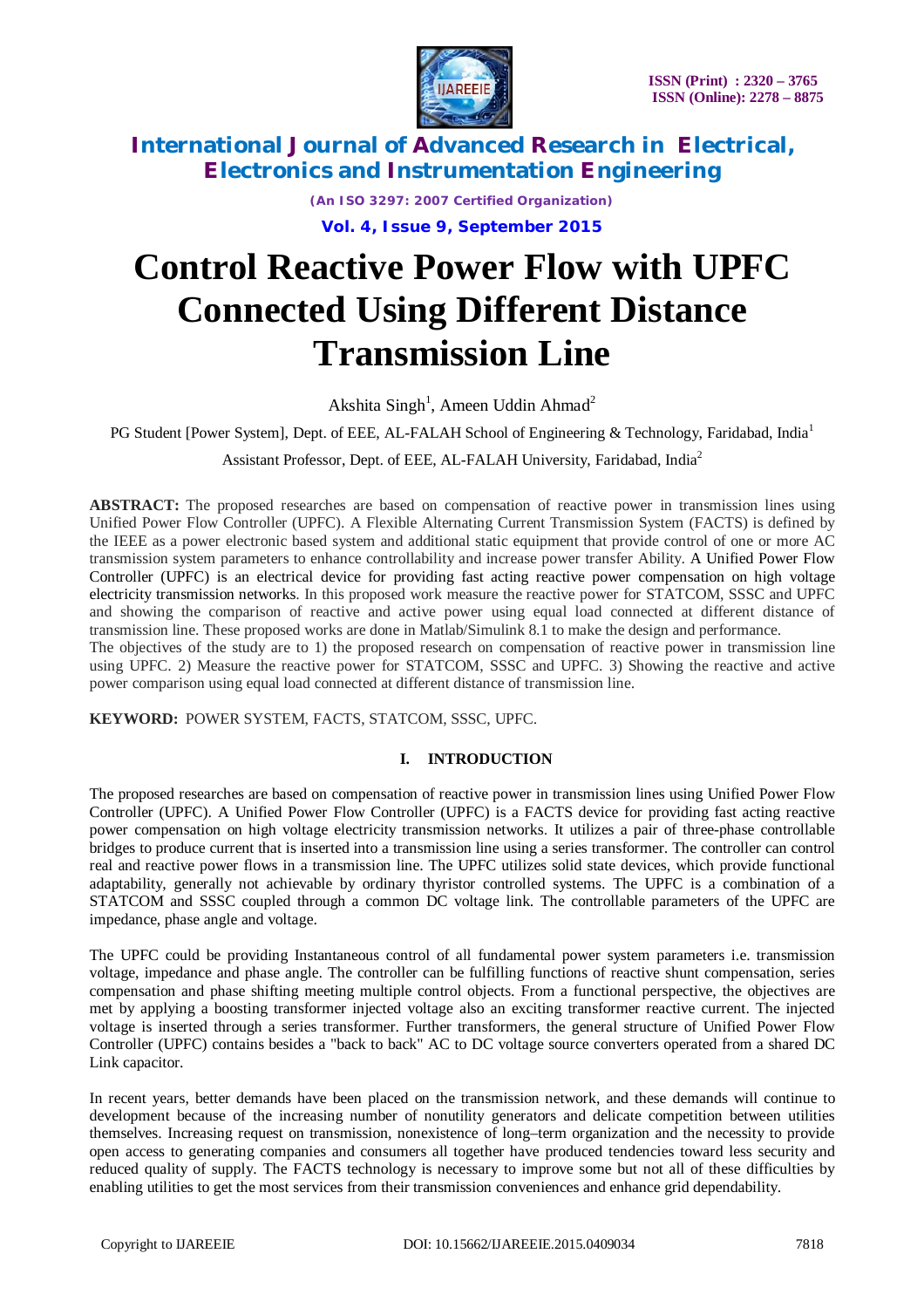# Control Reactive Power Flow with UPFC Connected Using Different Distance Transmission Line

Akshita Singh[1], Ameen Uddin Ahmad[2]

PG Student [Power System], Dept. of EEE, AL-FALAH School of Engineering & Technology, Faridabad, India[1]

Assistant Professor, Dept. of EEE, AL-FALAH University, Faridabad, India[2]

**ABSTRACT:** The proposed researches are based on compensation of reactive power in transmission lines using Unified Power Flow Controller (UPFC). A Flexible Alternating Current Transmission System (FACTS) is defined by the IEEE as a power electronic based system and additional static equipment that provide control of one or more AC transmission system parameters to enhance controllability and increase power transfer Ability. A Unified Power Flow Controller (UPFC) is an electrical device for providing fast acting reactive power compensation on high voltage electricity transmission networks. In this proposed work measure the reactive power for STATCOM, SSSC and UPFC and showing the comparison of reactive and active power using equal load connected at different distance of transmission line. These proposed works are done in Matlab/Simulink 8.1 to make the design and performance.

The objectives of the study are to 1) the proposed research on compensation of reactive power in transmission line using UPFC. 2) Measure the reactive power for STATCOM, SSSC and UPFC. 3) Showing the reactive and active power comparison using equal load connected at different distance of transmission line.

**KEYWORD:** POWER SYSTEM, FACTS, STATCOM, SSSC, UPFC.

## I. INTRODUCTION

The proposed researches are based on compensation of reactive power in transmission lines using Unified Power Flow Controller (UPFC). A Unified Power Flow Controller (UPFC) is a FACTS device for providing fast acting reactive power compensation on high voltage electricity transmission networks. It utilizes a pair of three-phase controllable bridges to produce current that is inserted into a transmission line using a series transformer. The controller can control real and reactive power flows in a transmission line. The UPFC utilizes solid state devices, which provide functional adaptability, generally not achievable by ordinary thyristor controlled systems. The UPFC is a combination of a STATCOM and SSSC coupled through a common DC voltage link. The controllable parameters of the UPFC are impedance, phase angle and voltage.

The UPFC could be providing Instantaneous control of all fundamental power system parameters i.e. transmission voltage, impedance and phase angle. The controller can be fulfilling functions of reactive shunt compensation, series compensation and phase shifting meeting multiple control objects. From a functional perspective, the objectives are met by applying a boosting transformer injected voltage also an exciting transformer reactive current. The injected voltage is inserted through a series transformer. Further transformers, the general structure of Unified Power Flow Controller (UPFC) contains besides a "back to back" AC to DC voltage source converters operated from a shared DC Link capacitor.

In recent years, better demands have been placed on the transmission network, and these demands will continue to development because of the increasing number of nonutility generators and delicate competition between utilities themselves. Increasing request on transmission, nonexistence of long–term organization and the necessity to provide open access to generating companies and consumers all together have produced tendencies toward less security and reduced quality of supply. The FACTS technology is necessary to improve some but not all of these difficulties by enabling utilities to get the most services from their transmission conveniences and enhance grid dependability.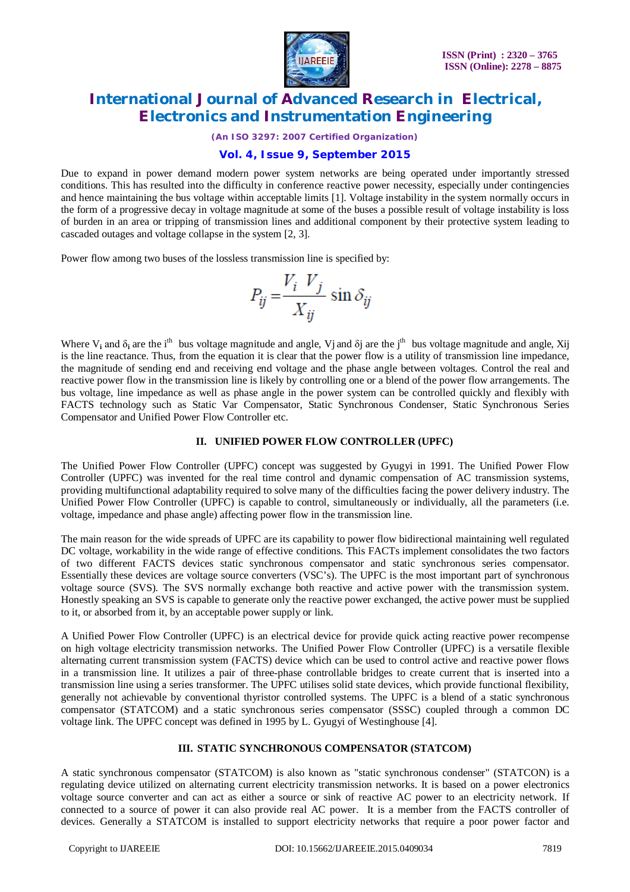Due to expand in power demand modern power system networks are being operated under importantly stressed conditions. This has resulted into the difficulty in conference reactive power necessity, especially under contingencies and hence maintaining the bus voltage within acceptable limits [1]. Voltage instability in the system normally occurs in the form of a progressive decay in voltage magnitude at some of the buses a possible result of voltage instability is loss of burden in an area or tripping of transmission lines and additional component by their protective system leading to cascaded outages and voltage collapse in the system [2, 3].

Power flow among two buses of the lossless transmission line is specified by:

$$P_{ij} = \frac{V_i \ V_j}{X_{ij}} \sin \delta_{ij}$$

Where $V_i$ and $\delta_i$ are the $i^{th}$ bus voltage magnitude and angle, $V_j$ and $\delta_j$ are the $j^{th}$ bus voltage magnitude and angle, $X_{ij}$ is the line reactance. Thus, from the equation it is clear that the power flow is a utility of transmission line impedance, the magnitude of sending end and receiving end voltage and the phase angle between voltages. Control the real and reactive power flow in the transmission line is likely by controlling one or a blend of the power flow arrangements. The bus voltage, line impedance as well as phase angle in the power system can be controlled quickly and flexibly with FACTS technology such as Static Var Compensator, Static Synchronous Condenser, Static Synchronous Series Compensator and Unified Power Flow Controller etc.

## II. UNIFIED POWER FLOW CONTROLLER (UPFC)

The Unified Power Flow Controller (UPFC) concept was suggested by Gyugyi in 1991. The Unified Power Flow Controller (UPFC) was invented for the real time control and dynamic compensation of AC transmission systems, providing multifunctional adaptability required to solve many of the difficulties facing the power delivery industry. The Unified Power Flow Controller (UPFC) is capable to control, simultaneously or individually, all the parameters (i.e. voltage, impedance and phase angle) affecting power flow in the transmission line.

The main reason for the wide spreads of UPFC are its capability to power flow bidirectional maintaining well regulated DC voltage, workability in the wide range of effective conditions. This FACTs implement consolidates the two factors of two different FACTS devices static synchronous compensator and static synchronous series compensator. Essentially these devices are voltage source converters (VSC's). The UPFC is the most important part of synchronous voltage source (SVS). The SVS normally exchange both reactive and active power with the transmission system. Honestly speaking an SVS is capable to generate only the reactive power exchanged, the active power must be supplied to it, or absorbed from it, by an acceptable power supply or link.

A Unified Power Flow Controller (UPFC) is an electrical device for provide quick acting reactive power recompense on high voltage electricity transmission networks. The Unified Power Flow Controller (UPFC) is a versatile flexible alternating current transmission system (FACTS) device which can be used to control active and reactive power flows in a transmission line. It utilizes a pair of three-phase controllable bridges to create current that is inserted into a transmission line using a series transformer. The UPFC utilises solid state devices, which provide functional flexibility, generally not achievable by conventional thyristor controlled systems. The UPFC is a blend of a static synchronous compensator (STATCOM) and a static synchronous series compensator (SSSC) coupled through a common DC voltage link. The UPFC concept was defined in 1995 by L. Gyugyi of Westinghouse [4].

## III. STATIC SYNCHRONOUS COMPENSATOR (STATCOM)

A static synchronous compensator (STATCOM) is also known as "static synchronous condenser" (STATCON) is a regulating device utilized on alternating current electricity transmission networks. It is based on a power electronics voltage source converter and can act as either a source or sink of reactive AC power to an electricity network. If connected to a source of power it can also provide real AC power. It is a member from the FACTS controller of devices. Generally a STATCOM is installed to support electricity networks that require a poor power factor and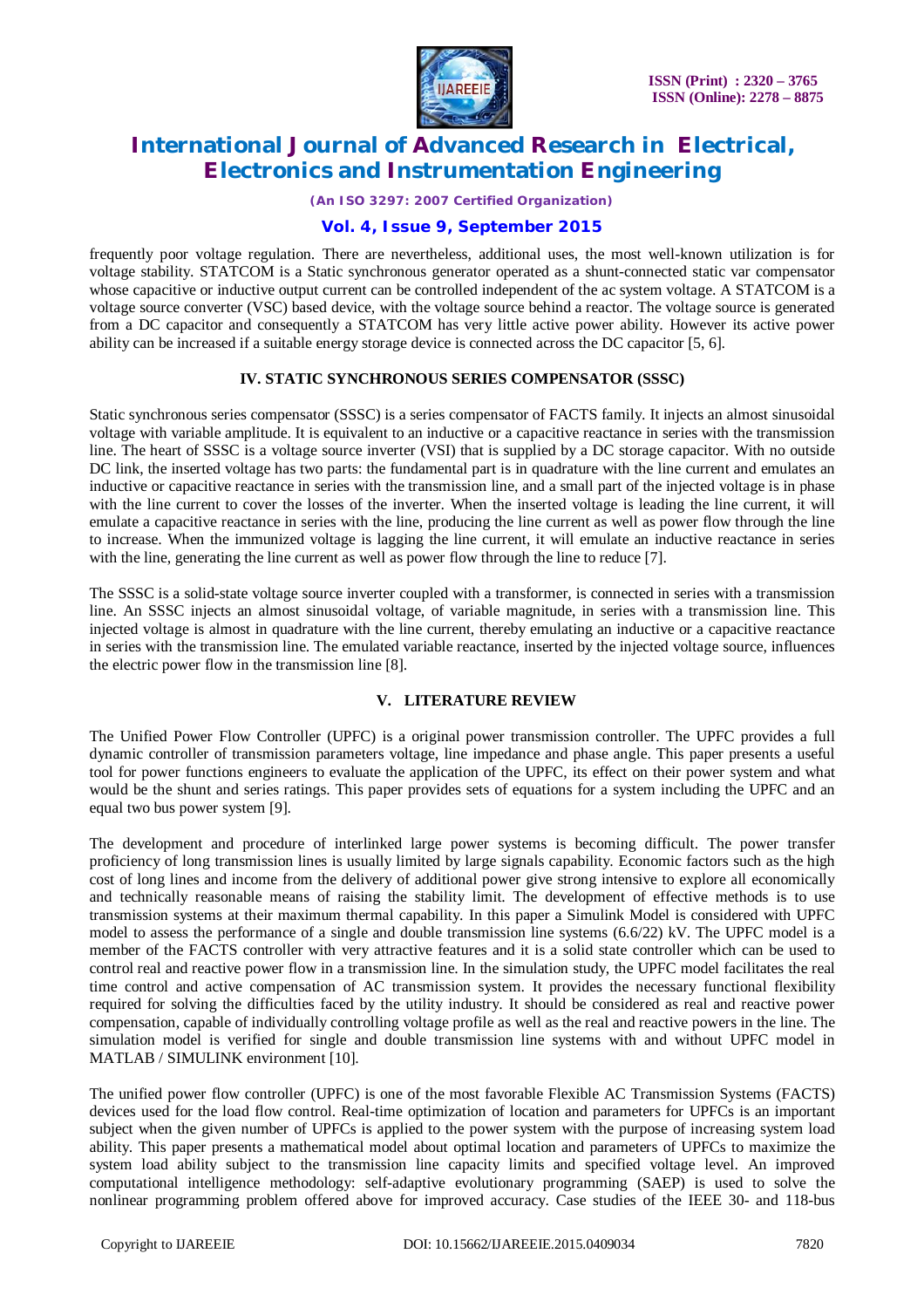frequently poor voltage regulation. There are nevertheless, additional uses, the most well-known utilization is for voltage stability. STATCOM is a Static synchronous generator operated as a shunt-connected static var compensator whose capacitive or inductive output current can be controlled independent of the ac system voltage. A STATCOM is a voltage source converter (VSC) based device, with the voltage source behind a reactor. The voltage source is generated from a DC capacitor and consequently a STATCOM has very little active power ability. However its active power ability can be increased if a suitable energy storage device is connected across the DC capacitor [5, 6].

## IV. STATIC SYNCHRONOUS SERIES COMPENSATOR (SSSC)

Static synchronous series compensator (SSSC) is a series compensator of FACTS family. It injects an almost sinusoidal voltage with variable amplitude. It is equivalent to an inductive or a capacitive reactance in series with the transmission line. The heart of SSSC is a voltage source inverter (VSI) that is supplied by a DC storage capacitor. With no outside DC link, the inserted voltage has two parts: the fundamental part is in quadrature with the line current and emulates an inductive or capacitive reactance in series with the transmission line, and a small part of the injected voltage is in phase with the line current to cover the losses of the inverter. When the inserted voltage is leading the line current, it will emulate a capacitive reactance in series with the line, producing the line current as well as power flow through the line to increase. When the immunized voltage is lagging the line current, it will emulate an inductive reactance in series with the line, generating the line current as well as power flow through the line to reduce [7].

The SSSC is a solid-state voltage source inverter coupled with a transformer, is connected in series with a transmission line. An SSSC injects an almost sinusoidal voltage, of variable magnitude, in series with a transmission line. This injected voltage is almost in quadrature with the line current, thereby emulating an inductive or a capacitive reactance in series with the transmission line. The emulated variable reactance, inserted by the injected voltage source, influences the electric power flow in the transmission line [8].

## V. LITERATURE REVIEW

The Unified Power Flow Controller (UPFC) is a original power transmission controller. The UPFC provides a full dynamic controller of transmission parameters voltage, line impedance and phase angle. This paper presents a useful tool for power functions engineers to evaluate the application of the UPFC, its effect on their power system and what would be the shunt and series ratings. This paper provides sets of equations for a system including the UPFC and an equal two bus power system [9].

The development and procedure of interlinked large power systems is becoming difficult. The power transfer proficiency of long transmission lines is usually limited by large signals capability. Economic factors such as the high cost of long lines and income from the delivery of additional power give strong intensive to explore all economically and technically reasonable means of raising the stability limit. The development of effective methods is to use transmission systems at their maximum thermal capability. In this paper a Simulink Model is considered with UPFC model to assess the performance of a single and double transmission line systems (6.6/22) kV. The UPFC model is a member of the FACTS controller with very attractive features and it is a solid state controller which can be used to control real and reactive power flow in a transmission line. In the simulation study, the UPFC model facilitates the real time control and active compensation of AC transmission system. It provides the necessary functional flexibility required for solving the difficulties faced by the utility industry. It should be considered as real and reactive power compensation, capable of individually controlling voltage profile as well as the real and reactive powers in the line. The simulation model is verified for single and double transmission line systems with and without UPFC model in MATLAB / SIMULINK environment [10].

The unified power flow controller (UPFC) is one of the most favorable Flexible AC Transmission Systems (FACTS) devices used for the load flow control. Real-time optimization of location and parameters for UPFCs is an important subject when the given number of UPFCs is applied to the power system with the purpose of increasing system load ability. This paper presents a mathematical model about optimal location and parameters of UPFCs to maximize the system load ability subject to the transmission line capacity limits and specified voltage level. An improved computational intelligence methodology: self-adaptive evolutionary programming (SAEP) is used to solve the nonlinear programming problem offered above for improved accuracy. Case studies of the IEEE 30- and 118-bus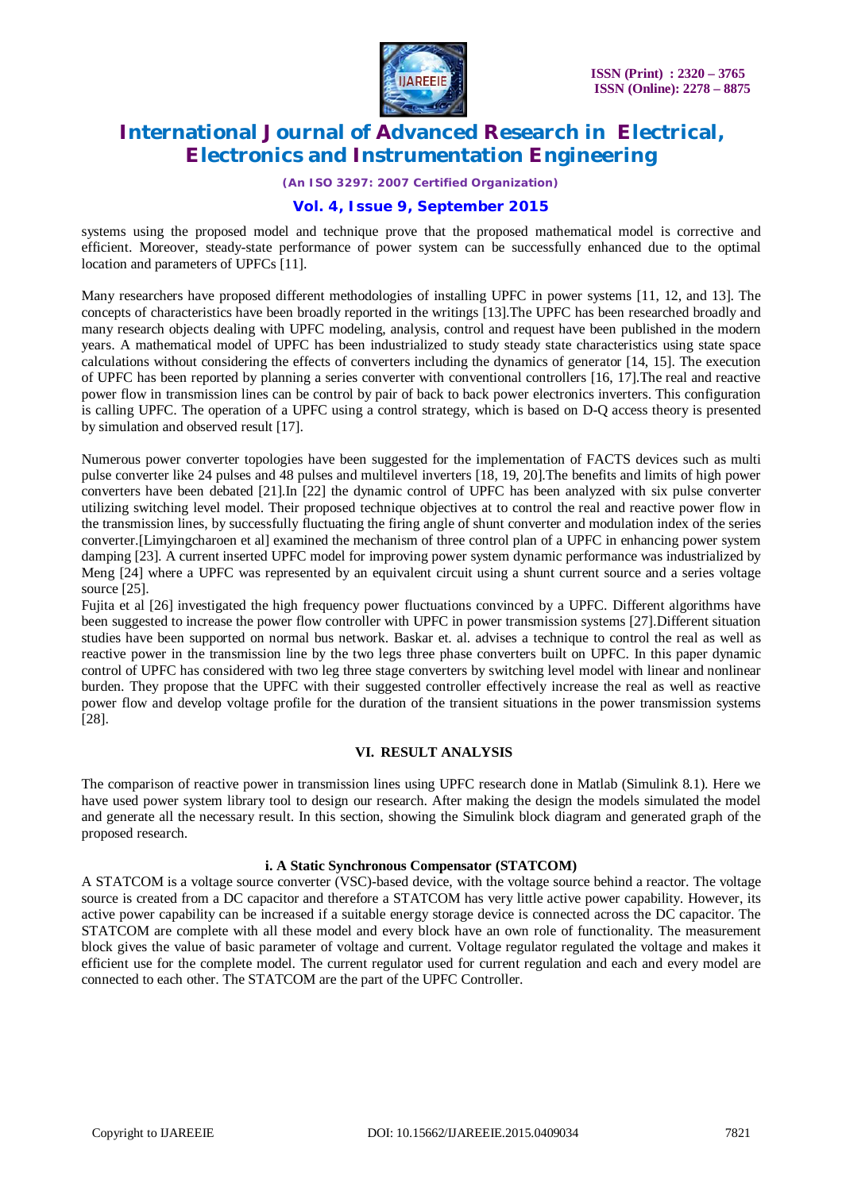systems using the proposed model and technique prove that the proposed mathematical model is corrective and efficient. Moreover, steady-state performance of power system can be successfully enhanced due to the optimal location and parameters of UPFCs [11].

Many researchers have proposed different methodologies of installing UPFC in power systems [11, 12, and 13]. The concepts of characteristics have been broadly reported in the writings [13].The UPFC has been researched broadly and many research objects dealing with UPFC modeling, analysis, control and request have been published in the modern years. A mathematical model of UPFC has been industrialized to study steady state characteristics using state space calculations without considering the effects of converters including the dynamics of generator [14, 15]. The execution of UPFC has been reported by planning a series converter with conventional controllers [16, 17].The real and reactive power flow in transmission lines can be control by pair of back to back power electronics inverters. This configuration is calling UPFC. The operation of a UPFC using a control strategy, which is based on D-Q access theory is presented by simulation and observed result [17].

Numerous power converter topologies have been suggested for the implementation of FACTS devices such as multi pulse converter like 24 pulses and 48 pulses and multilevel inverters [18, 19, 20].The benefits and limits of high power converters have been debated [21].In [22] the dynamic control of UPFC has been analyzed with six pulse converter utilizing switching level model. Their proposed technique objectives at to control the real and reactive power flow in the transmission lines, by successfully fluctuating the firing angle of shunt converter and modulation index of the series converter.[Limyingcharoen et al] examined the mechanism of three control plan of a UPFC in enhancing power system damping [23]. A current inserted UPFC model for improving power system dynamic performance was industrialized by Meng [24] where a UPFC was represented by an equivalent circuit using a shunt current source and a series voltage source [25].

Fujita et al [26] investigated the high frequency power fluctuations convinced by a UPFC. Different algorithms have been suggested to increase the power flow controller with UPFC in power transmission systems [27].Different situation studies have been supported on normal bus network. Baskar et. al. advises a technique to control the real as well as reactive power in the transmission line by the two legs three phase converters built on UPFC. In this paper dynamic control of UPFC has considered with two leg three stage converters by switching level model with linear and nonlinear burden. They propose that the UPFC with their suggested controller effectively increase the real as well as reactive power flow and develop voltage profile for the duration of the transient situations in the power transmission systems [28].

## VI. RESULT ANALYSIS

The comparison of reactive power in transmission lines using UPFC research done in Matlab (Simulink 8.1). Here we have used power system library tool to design our research. After making the design the models simulated the model and generate all the necessary result. In this section, showing the Simulink block diagram and generated graph of the proposed research.

### i. A Static Synchronous Compensator (STATCOM)

A STATCOM is a voltage source converter (VSC)-based device, with the voltage source behind a reactor. The voltage source is created from a DC capacitor and therefore a STATCOM has very little active power capability. However, its active power capability can be increased if a suitable energy storage device is connected across the DC capacitor. The STATCOM are complete with all these model and every block have an own role of functionality. The measurement block gives the value of basic parameter of voltage and current. Voltage regulator regulated the voltage and makes it efficient use for the complete model. The current regulator used for current regulation and each and every model are connected to each other. The STATCOM are the part of the UPFC Controller.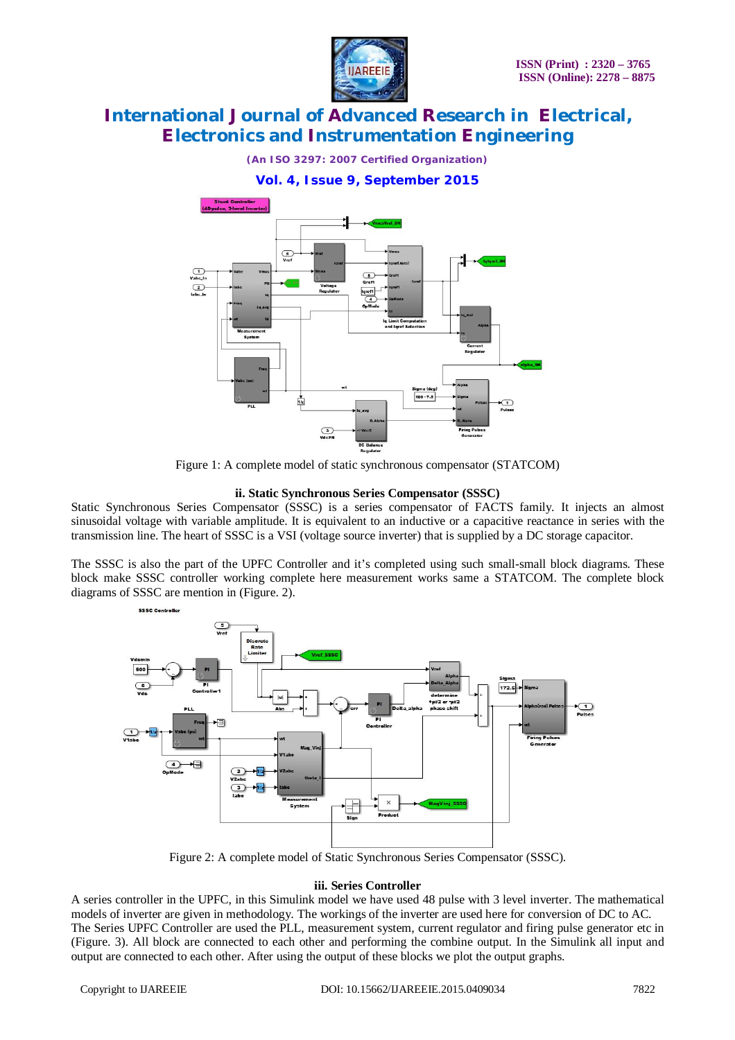Figure 1: A complete model of static synchronous compensator (STATCOM)

### ii. Static Synchronous Series Compensator (SSSC)

Static Synchronous Series Compensator (SSSC) is a series compensator of FACTS family. It injects an almost sinusoidal voltage with variable amplitude. It is equivalent to an inductive or a capacitive reactance in series with the transmission line. The heart of SSSC is a VSI (voltage source inverter) that is supplied by a DC storage capacitor.

The SSSC is also the part of the UPFC Controller and it's completed using such small-small block diagrams. These block make SSSC controller working complete here measurement works same a STATCOM. The complete block diagrams of SSSC are mention in (Figure. 2).

Figure 2: A complete model of Static Synchronous Series Compensator (SSSC).

### iii. Series Controller

A series controller in the UPFC, in this Simulink model we have used 48 pulse with 3 level inverter. The mathematical models of inverter are given in methodology. The workings of the inverter are used here for conversion of DC to AC. The Series UPFC Controller are used the PLL, measurement system, current regulator and firing pulse generator etc in (Figure. 3). All block are connected to each other and performing the combine output. In the Simulink all input and output are connected to each other. After using the output of these blocks we plot the output graphs.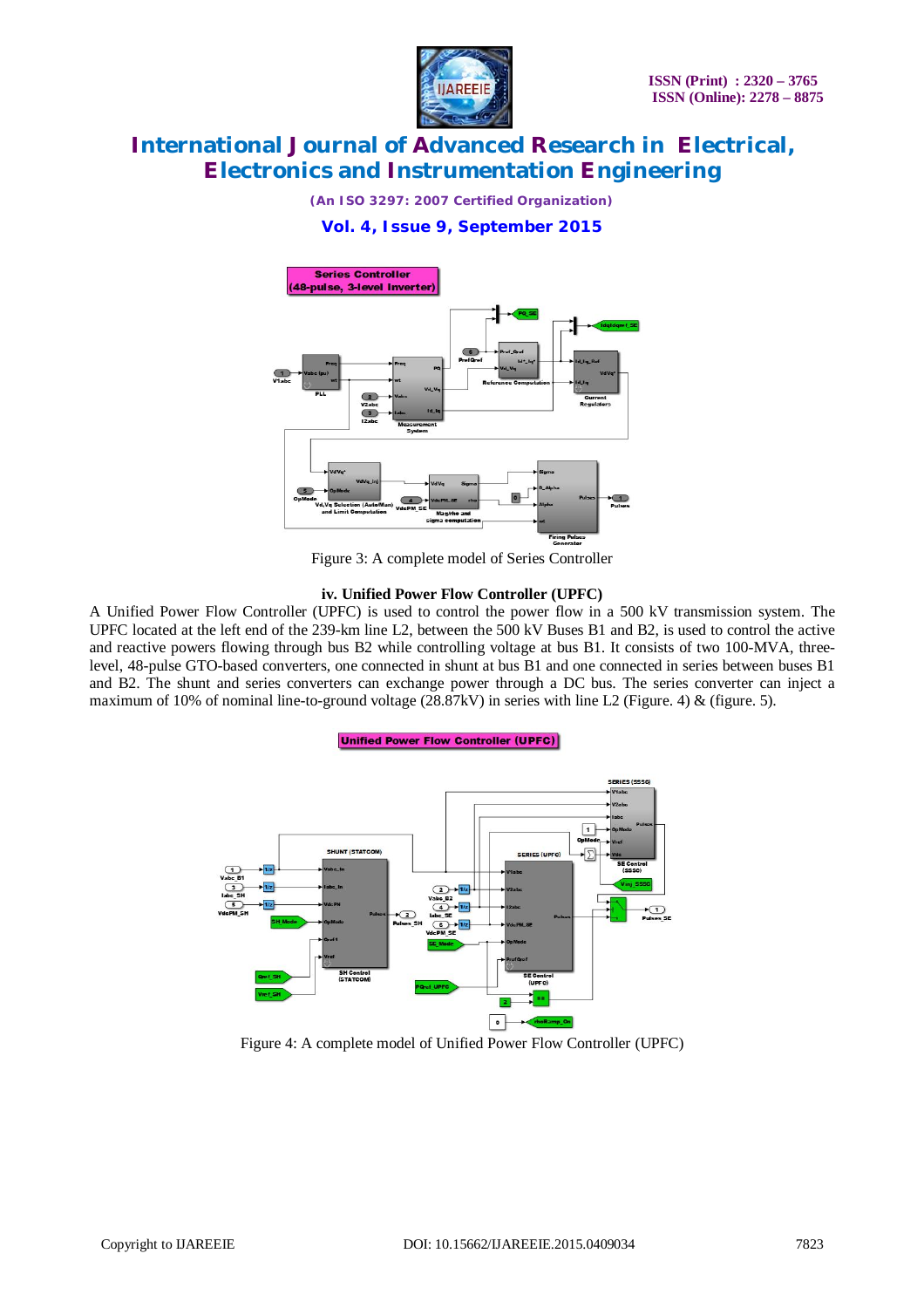Figure 3: A complete model of Series Controller

### iv. Unified Power Flow Controller (UPFC)

A Unified Power Flow Controller (UPFC) is used to control the power flow in a 500 kV transmission system. The UPFC located at the left end of the 239-km line L2, between the 500 kV Buses B1 and B2, is used to control the active and reactive powers flowing through bus B2 while controlling voltage at bus B1. It consists of two 100-MVA, three-level, 48-pulse GTO-based converters, one connected in shunt at bus B1 and one connected in series between buses B1 and B2. The shunt and series converters can exchange power through a DC bus. The series converter can inject a maximum of 10% of nominal line-to-ground voltage (28.87kV) in series with line L2 (Figure. 4) & (figure. 5).

Figure 4: A complete model of Unified Power Flow Controller (UPFC)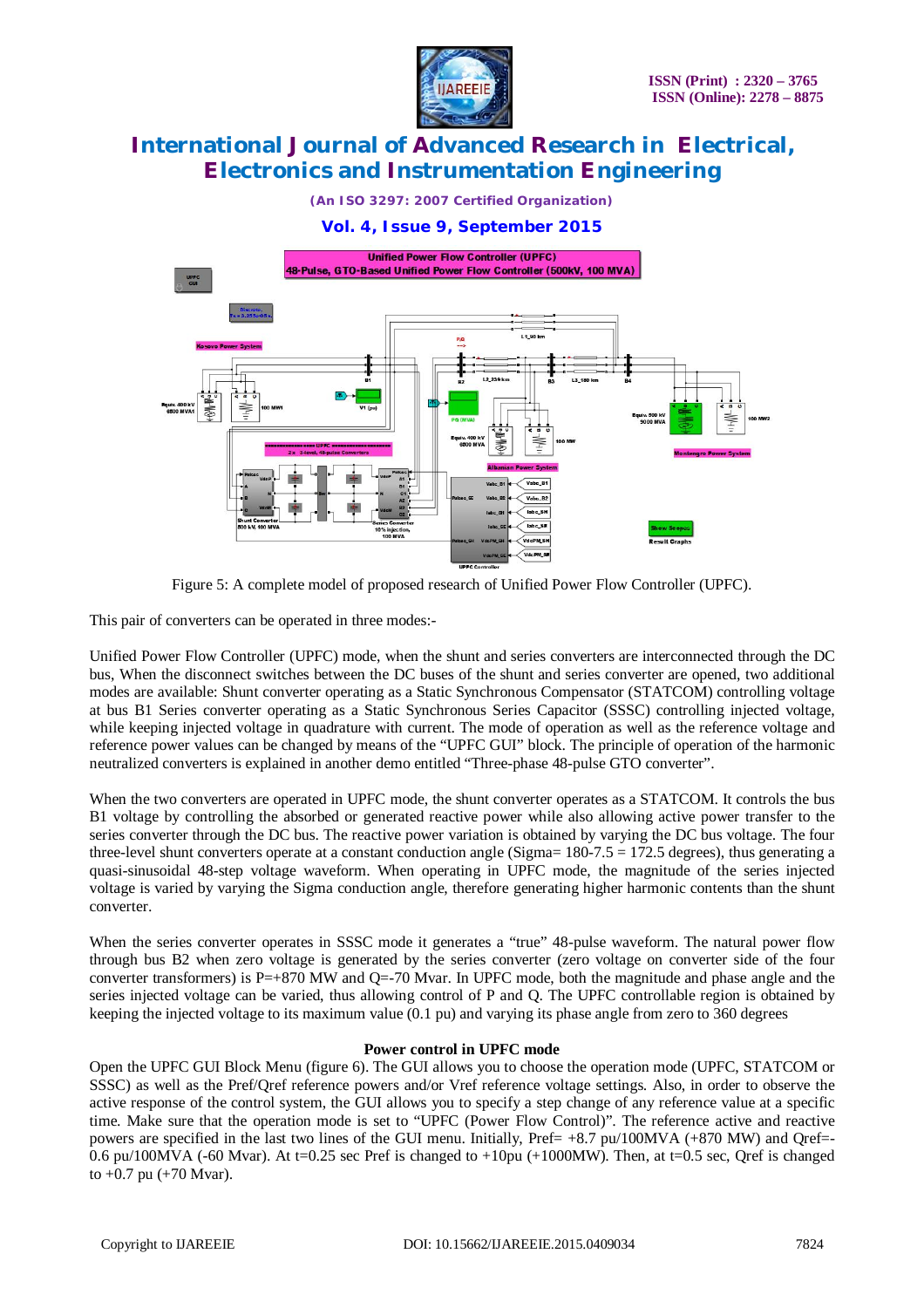Figure 5: A complete model of proposed research of Unified Power Flow Controller (UPFC).

This pair of converters can be operated in three modes:-

Unified Power Flow Controller (UPFC) mode, when the shunt and series converters are interconnected through the DC bus, When the disconnect switches between the DC buses of the shunt and series converter are opened, two additional modes are available: Shunt converter operating as a Static Synchronous Compensator (STATCOM) controlling voltage at bus B1 Series converter operating as a Static Synchronous Series Capacitor (SSSC) controlling injected voltage, while keeping injected voltage in quadrature with current. The mode of operation as well as the reference voltage and reference power values can be changed by means of the "UPFC GUI" block. The principle of operation of the harmonic neutralized converters is explained in another demo entitled "Three-phase 48-pulse GTO converter".

When the two converters are operated in UPFC mode, the shunt converter operates as a STATCOM. It controls the bus B1 voltage by controlling the absorbed or generated reactive power while also allowing active power transfer to the series converter through the DC bus. The reactive power variation is obtained by varying the DC bus voltage. The four three-level shunt converters operate at a constant conduction angle (Sigma= 180-7.5 = 172.5 degrees), thus generating a quasi-sinusoidal 48-step voltage waveform. When operating in UPFC mode, the magnitude of the series injected voltage is varied by varying the Sigma conduction angle, therefore generating higher harmonic contents than the shunt converter.

When the series converter operates in SSSC mode it generates a "true" 48-pulse waveform. The natural power flow through bus B2 when zero voltage is generated by the series converter (zero voltage on converter side of the four converter transformers) is P=+870 MW and Q=-70 Mvar. In UPFC mode, both the magnitude and phase angle and the series injected voltage can be varied, thus allowing control of P and Q. The UPFC controllable region is obtained by keeping the injected voltage to its maximum value (0.1 pu) and varying its phase angle from zero to 360 degrees

**Power control in UPFC mode**

Open the UPFC GUI Block Menu (figure 6). The GUI allows you to choose the operation mode (UPFC, STATCOM or SSSC) as well as the Pref/Qref reference powers and/or Vref reference voltage settings. Also, in order to observe the active response of the control system, the GUI allows you to specify a step change of any reference value at a specific time. Make sure that the operation mode is set to "UPFC (Power Flow Control)". The reference active and reactive powers are specified in the last two lines of the GUI menu. Initially, Pref= +8.7 pu/100MVA (+870 MW) and Qref=-0.6 pu/100MVA (-60 Mvar). At t=0.25 sec Pref is changed to +10pu (+1000MW). Then, at t=0.5 sec, Qref is changed to +0.7 pu (+70 Mvar).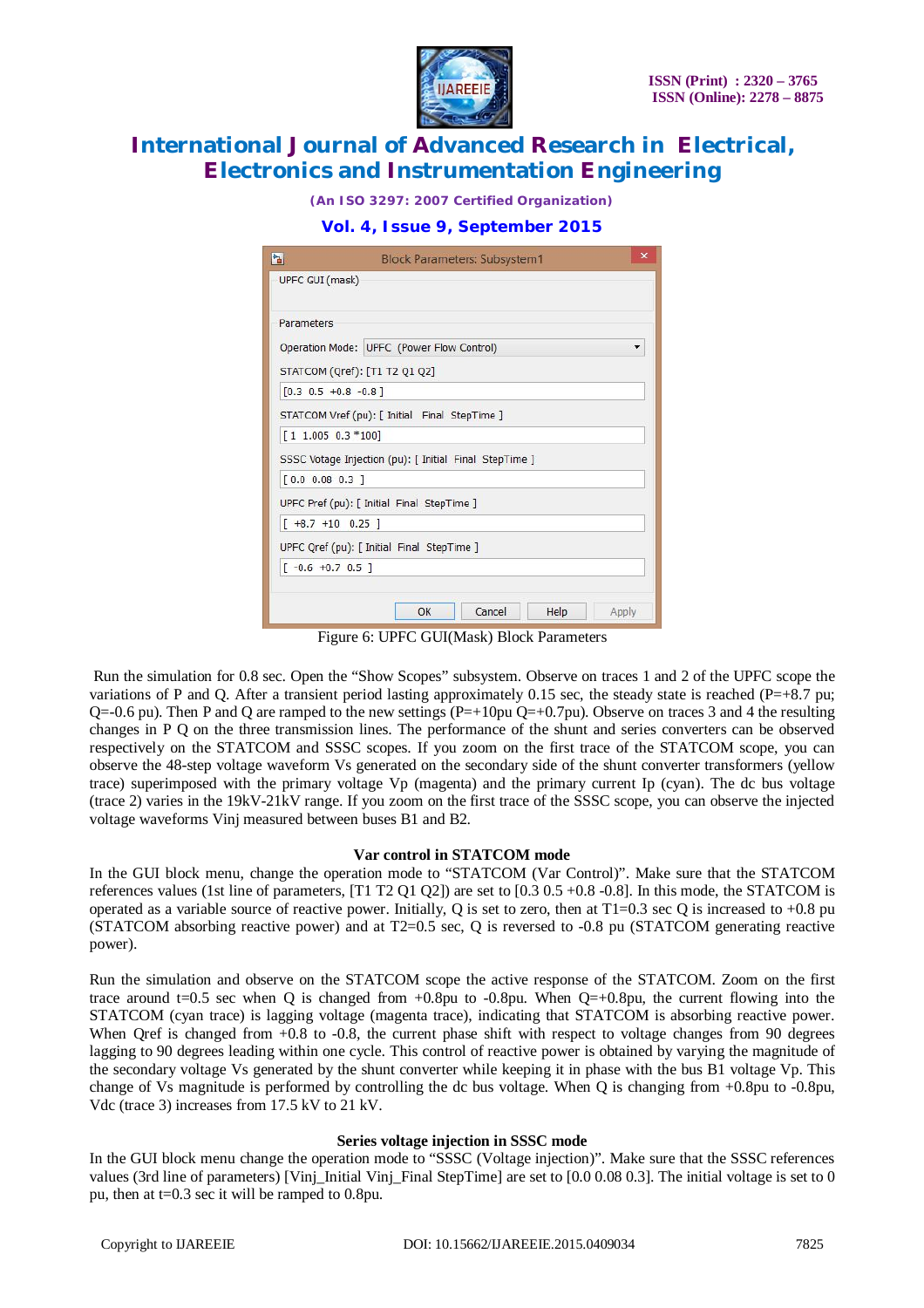Figure 6: UPFC GUI(Mask) Block Parameters

Run the simulation for 0.8 sec. Open the "Show Scopes" subsystem. Observe on traces 1 and 2 of the UPFC scope the variations of P and Q. After a transient period lasting approximately 0.15 sec, the steady state is reached (P=+8.7 pu; Q=-0.6 pu). Then P and Q are ramped to the new settings (P=+10pu Q=+0.7pu). Observe on traces 3 and 4 the resulting changes in P Q on the three transmission lines. The performance of the shunt and series converters can be observed respectively on the STATCOM and SSSC scopes. If you zoom on the first trace of the STATCOM scope, you can observe the 48-step voltage waveform Vs generated on the secondary side of the shunt converter transformers (yellow trace) superimposed with the primary voltage Vp (magenta) and the primary current Ip (cyan). The dc bus voltage (trace 2) varies in the 19kV-21kV range. If you zoom on the first trace of the SSSC scope, you can observe the injected voltage waveforms Vinj measured between buses B1 and B2.

### Var control in STATCOM mode

In the GUI block menu, change the operation mode to "STATCOM (Var Control)". Make sure that the STATCOM references values (1st line of parameters, [T1 T2 Q1 Q2]) are set to [0.3 0.5 +0.8 -0.8]. In this mode, the STATCOM is operated as a variable source of reactive power. Initially, Q is set to zero, then at T1=0.3 sec Q is increased to +0.8 pu (STATCOM absorbing reactive power) and at T2=0.5 sec, Q is reversed to -0.8 pu (STATCOM generating reactive power).

Run the simulation and observe on the STATCOM scope the active response of the STATCOM. Zoom on the first trace around t=0.5 sec when Q is changed from +0.8pu to -0.8pu. When Q=+0.8pu, the current flowing into the STATCOM (cyan trace) is lagging voltage (magenta trace), indicating that STATCOM is absorbing reactive power. When Qref is changed from +0.8 to -0.8, the current phase shift with respect to voltage changes from 90 degrees lagging to 90 degrees leading within one cycle. This control of reactive power is obtained by varying the magnitude of the secondary voltage Vs generated by the shunt converter while keeping it in phase with the bus B1 voltage Vp. This change of Vs magnitude is performed by controlling the dc bus voltage. When Q is changing from +0.8pu to -0.8pu, Vdc (trace 3) increases from 17.5 kV to 21 kV.

### Series voltage injection in SSSC mode

In the GUI block menu change the operation mode to "SSSC (Voltage injection)". Make sure that the SSSC references values (3rd line of parameters) [Vinj_Initial Vinj_Final StepTime] are set to [0.0 0.08 0.3]. The initial voltage is set to 0 pu, then at t=0.3 sec it will be ramped to 0.8pu.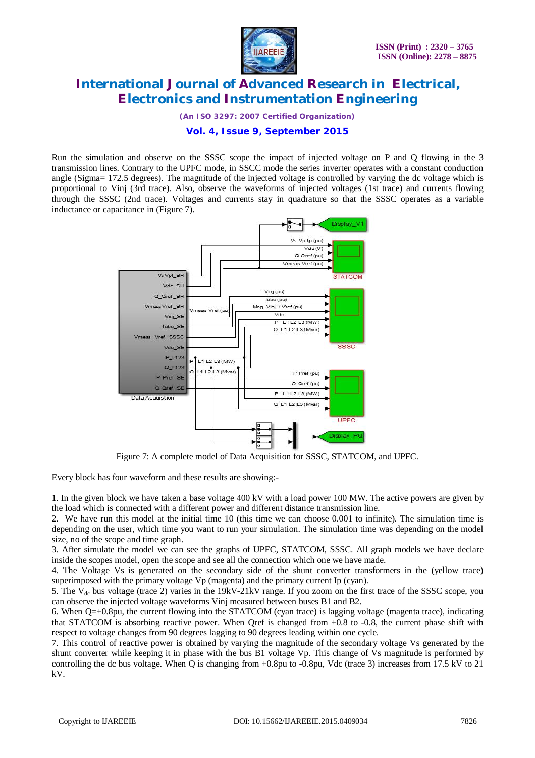Run the simulation and observe on the SSSC scope the impact of injected voltage on P and Q flowing in the 3 transmission lines. Contrary to the UPFC mode, in SSCC mode the series inverter operates with a constant conduction angle (Sigma= 172.5 degrees). The magnitude of the injected voltage is controlled by varying the dc voltage which is proportional to Vinj (3rd trace). Also, observe the waveforms of injected voltages (1st trace) and currents flowing through the SSSC (2nd trace). Voltages and currents stay in quadrature so that the SSSC operates as a variable inductance or capacitance in (Figure 7).

Figure 7: A complete model of Data Acquisition for SSSC, STATCOM, and UPFC.

Every block has four waveform and these results are showing:-

1. In the given block we have taken a base voltage 400 kV with a load power 100 MW. The active powers are given by the load which is connected with a different power and different distance transmission line.
2. We have run this model at the initial time 10 (this time we can choose 0.001 to infinite). The simulation time is depending on the user, which time you want to run your simulation. The simulation time was depending on the model size, no of the scope and time graph.
3. After simulate the model we can see the graphs of UPFC, STATCOM, SSSC. All graph models we have declare inside the scopes model, open the scope and see all the connection which one we have made.
4. The Voltage Vs is generated on the secondary side of the shunt converter transformers in the (yellow trace) superimposed with the primary voltage Vp (magenta) and the primary current Ip (cyan).
5. The $V_{dc}$ bus voltage (trace 2) varies in the 19kV-21kV range. If you zoom on the first trace of the SSSC scope, you can observe the injected voltage waveforms Vinj measured between buses B1 and B2.
6. When Q=+0.8pu, the current flowing into the STATCOM (cyan trace) is lagging voltage (magenta trace), indicating that STATCOM is absorbing reactive power. When Qref is changed from +0.8 to -0.8, the current phase shift with respect to voltage changes from 90 degrees lagging to 90 degrees leading within one cycle.
7. This control of reactive power is obtained by varying the magnitude of the secondary voltage Vs generated by the shunt converter while keeping it in phase with the bus B1 voltage Vp. This change of Vs magnitude is performed by controlling the dc bus voltage. When Q is changing from +0.8pu to -0.8pu, Vdc (trace 3) increases from 17.5 kV to 21 kV.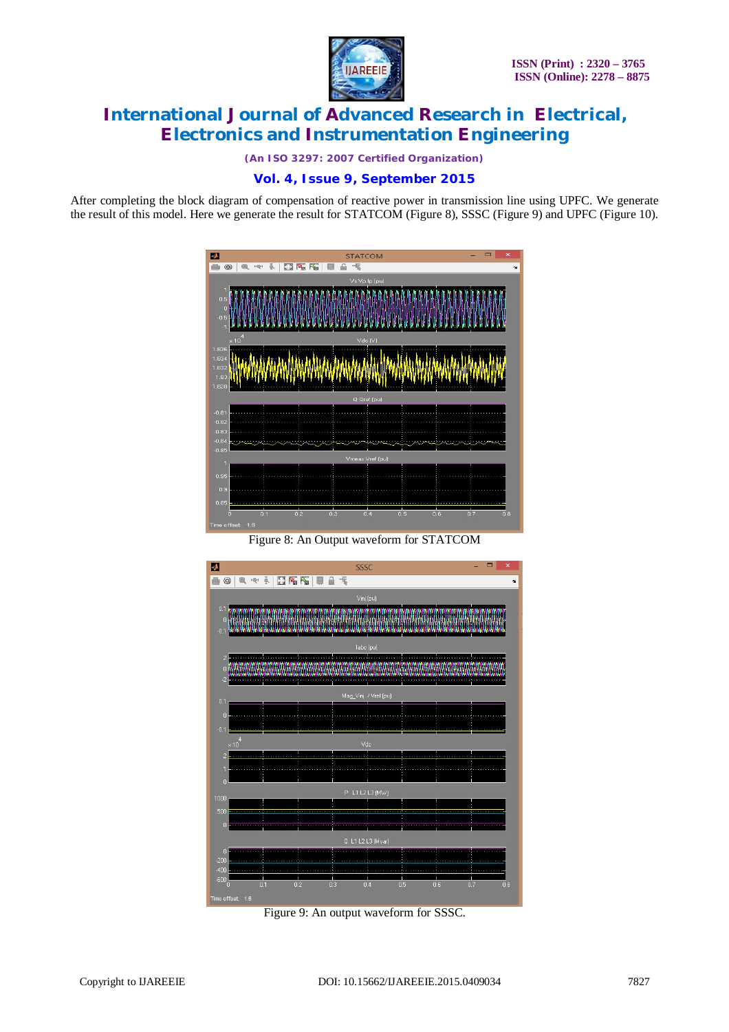After completing the block diagram of compensation of reactive power in transmission line using UPFC. We generate the result of this model. Here we generate the result for STATCOM (Figure 8), SSSC (Figure 9) and UPFC (Figure 10).

Figure 8: An Output waveform for STATCOM

Figure 9: An output waveform for SSSC.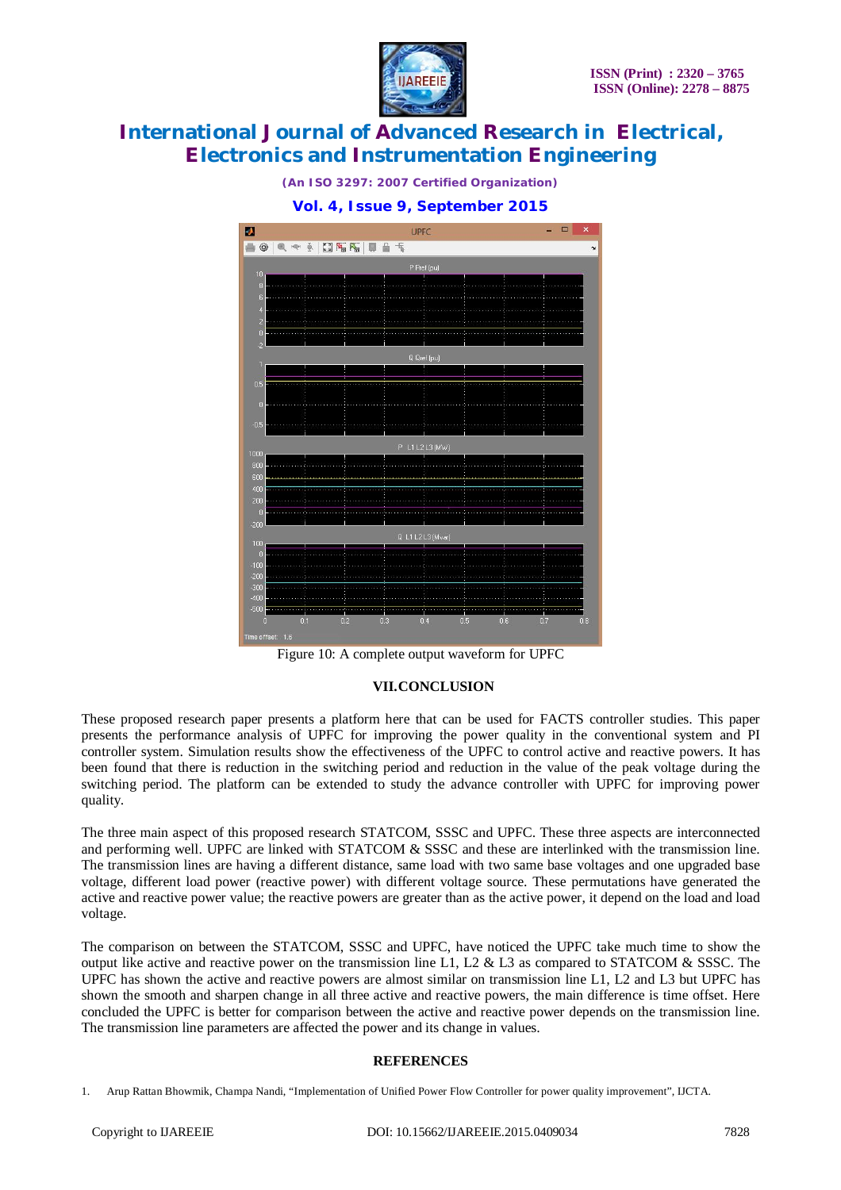Figure 10: A complete output waveform for UPFC

## VII.CONCLUSION

These proposed research paper presents a platform here that can be used for FACTS controller studies. This paper presents the performance analysis of UPFC for improving the power quality in the conventional system and PI controller system. Simulation results show the effectiveness of the UPFC to control active and reactive powers. It has been found that there is reduction in the switching period and reduction in the value of the peak voltage during the switching period. The platform can be extended to study the advance controller with UPFC for improving power quality.

The three main aspect of this proposed research STATCOM, SSSC and UPFC. These three aspects are interconnected and performing well. UPFC are linked with STATCOM & SSSC and these are interlinked with the transmission line. The transmission lines are having a different distance, same load with two same base voltages and one upgraded base voltage, different load power (reactive power) with different voltage source. These permutations have generated the active and reactive power value; the reactive powers are greater than as the active power, it depend on the load and load voltage.

The comparison on between the STATCOM, SSSC and UPFC, have noticed the UPFC take much time to show the output like active and reactive power on the transmission line L1, L2 & L3 as compared to STATCOM & SSSC. The UPFC has shown the active and reactive powers are almost similar on transmission line L1, L2 and L3 but UPFC has shown the smooth and sharpen change in all three active and reactive powers, the main difference is time offset. Here concluded the UPFC is better for comparison between the active and reactive power depends on the transmission line. The transmission line parameters are affected the power and its change in values.

## REFERENCES

1. Arup Rattan Bhowmik, Champa Nandi, "Implementation of Unified Power Flow Controller for power quality improvement", IJCTA.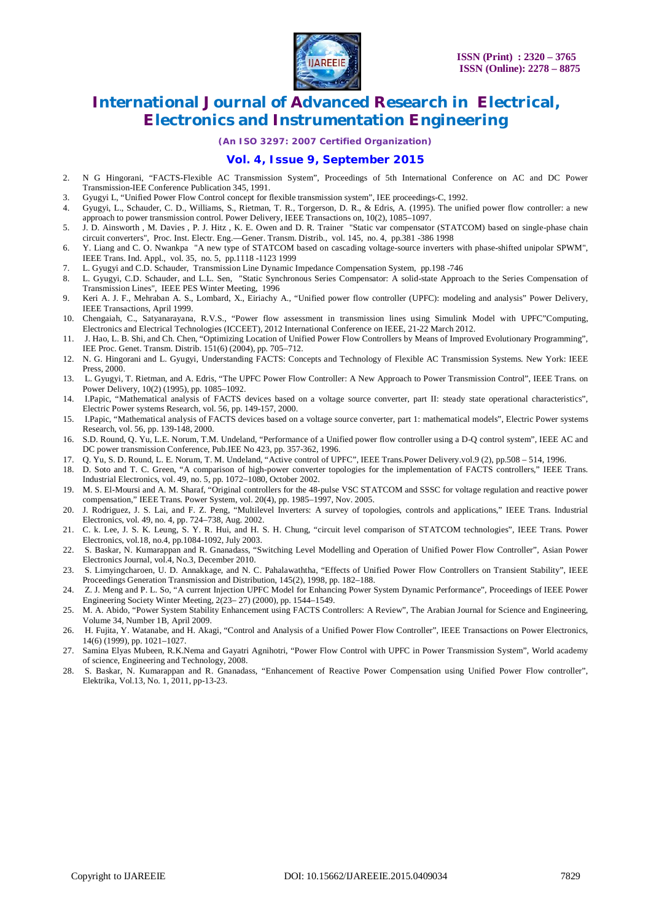2. N G Hingorani, "FACTS-Flexible AC Transmission System", Proceedings of 5th International Conference on AC and DC Power Transmission-IEE Conference Publication 345, 1991.
3. Gyugyi L, "Unified Power Flow Control concept for flexible transmission system", IEE proceedings-C, 1992.
4. Gyugyi, L., Schauder, C. D., Williams, S., Rietman, T. R., Torgerson, D. R., & Edris, A. (1995). The unified power flow controller: a new approach to power transmission control. Power Delivery, IEEE Transactions on, 10(2), 1085–1097.
5. J. D. Ainsworth , M. Davies , P. J. Hitz , K. E. Owen and D. R. Trainer "Static var compensator (STATCOM) based on single-phase chain circuit converters", Proc. Inst. Electr. Eng.—Gener. Transm. Distrib., vol. 145, no. 4, pp.381 -386 1998
6. Y. Liang and C. O. Nwankpa "A new type of STATCOM based on cascading voltage-source inverters with phase-shifted unipolar SPWM", IEEE Trans. Ind. Appl., vol. 35, no. 5, pp.1118 -1123 1999
7. L. Gyugyi and C.D. Schauder, Transmission Line Dynamic Impedance Compensation System, pp.198 -746
8. L. Gyugyi, C.D. Schauder, and L.L. Sen, "Static Synchronous Series Compensator: A solid-state Approach to the Series Compensation of Transmission Lines", IEEE PES Winter Meeting, 1996
9. Keri A. J. F., Mehraban A. S., Lombard, X., Eiriachy A., "Unified power flow controller (UPFC): modeling and analysis" Power Delivery, IEEE Transactions, April 1999.
10. Chengaiah, C., Satyanarayana, R.V.S., "Power flow assessment in transmission lines using Simulink Model with UPFC"Computing, Electronics and Electrical Technologies (ICCEET), 2012 International Conference on IEEE, 21-22 March 2012.
11. J. Hao, L. B. Shi, and Ch. Chen, "Optimizing Location of Unified Power Flow Controllers by Means of Improved Evolutionary Programming", IEE Proc. Genet. Transm. Distrib. 151(6) (2004), pp. 705–712.
12. N. G. Hingorani and L. Gyugyi, Understanding FACTS: Concepts and Technology of Flexible AC Transmission Systems. New York: IEEE Press, 2000.
13. L. Gyugyi, T. Rietman, and A. Edris, "The UPFC Power Flow Controller: A New Approach to Power Transmission Control", IEEE Trans. on Power Delivery, 10(2) (1995), pp. 1085–1092.
14. I.Papic, "Mathematical analysis of FACTS devices based on a voltage source converter, part II: steady state operational characteristics", Electric Power systems Research, vol. 56, pp. 149-157, 2000.
15. I.Papic, "Mathematical analysis of FACTS devices based on a voltage source converter, part 1: mathematical models", Electric Power systems Research, vol. 56, pp. 139-148, 2000.
16. S.D. Round, Q. Yu, L.E. Norum, T.M. Undeland, "Performance of a Unified power flow controller using a D-Q control system", IEEE AC and DC power transmission Conference, Pub.IEE No 423, pp. 357-362, 1996.
17. Q. Yu, S. D. Round, L. E. Norum, T. M. Undeland, "Active control of UPFC", IEEE Trans.Power Delivery.vol.9 (2), pp.508 – 514, 1996.
18. D. Soto and T. C. Green, "A comparison of high-power converter topologies for the implementation of FACTS controllers," IEEE Trans. Industrial Electronics, vol. 49, no. 5, pp. 1072–1080, October 2002.
19. M. S. El-Moursi and A. M. Sharaf, "Original controllers for the 48-pulse VSC STATCOM and SSSC for voltage regulation and reactive power compensation," IEEE Trans. Power System, vol. 20(4), pp. 1985–1997, Nov. 2005.
20. J. Rodriguez, J. S. Lai, and F. Z. Peng, "Multilevel Inverters: A survey of topologies, controls and applications," IEEE Trans. Industrial Electronics, vol. 49, no. 4, pp. 724–738, Aug. 2002.
21. C. k. Lee, J. S. K. Leung, S. Y. R. Hui, and H. S. H. Chung, "circuit level comparison of STATCOM technologies", IEEE Trans. Power Electronics, vol.18, no.4, pp.1084-1092, July 2003.
22. S. Baskar, N. Kumarappan and R. Gnanadass, "Switching Level Modelling and Operation of Unified Power Flow Controller", Asian Power Electronics Journal, vol.4, No.3, December 2010.
23. S. Limyingcharoen, U. D. Annakkage, and N. C. Pahalawaththa, "Effects of Unified Power Flow Controllers on Transient Stability", IEEE Proceedings Generation Transmission and Distribution, 145(2), 1998, pp. 182–188.
24. Z. J. Meng and P. L. So, "A current Injection UPFC Model for Enhancing Power System Dynamic Performance", Proceedings of IEEE Power Engineering Society Winter Meeting, 2(23– 27) (2000), pp. 1544–1549.
25. M. A. Abido, "Power System Stability Enhancement using FACTS Controllers: A Review", The Arabian Journal for Science and Engineering, Volume 34, Number 1B, April 2009.
26. H. Fujita, Y. Watanabe, and H. Akagi, "Control and Analysis of a Unified Power Flow Controller", IEEE Transactions on Power Electronics, 14(6) (1999), pp. 1021–1027.
27. Samina Elyas Mubeen, R.K.Nema and Gayatri Agnihotri, "Power Flow Control with UPFC in Power Transmission System", World academy of science, Engineering and Technology, 2008.
28. S. Baskar, N. Kumarappan and R. Gnanadass, "Enhancement of Reactive Power Compensation using Unified Power Flow controller", Elektrika, Vol.13, No. 1, 2011, pp-13-23.